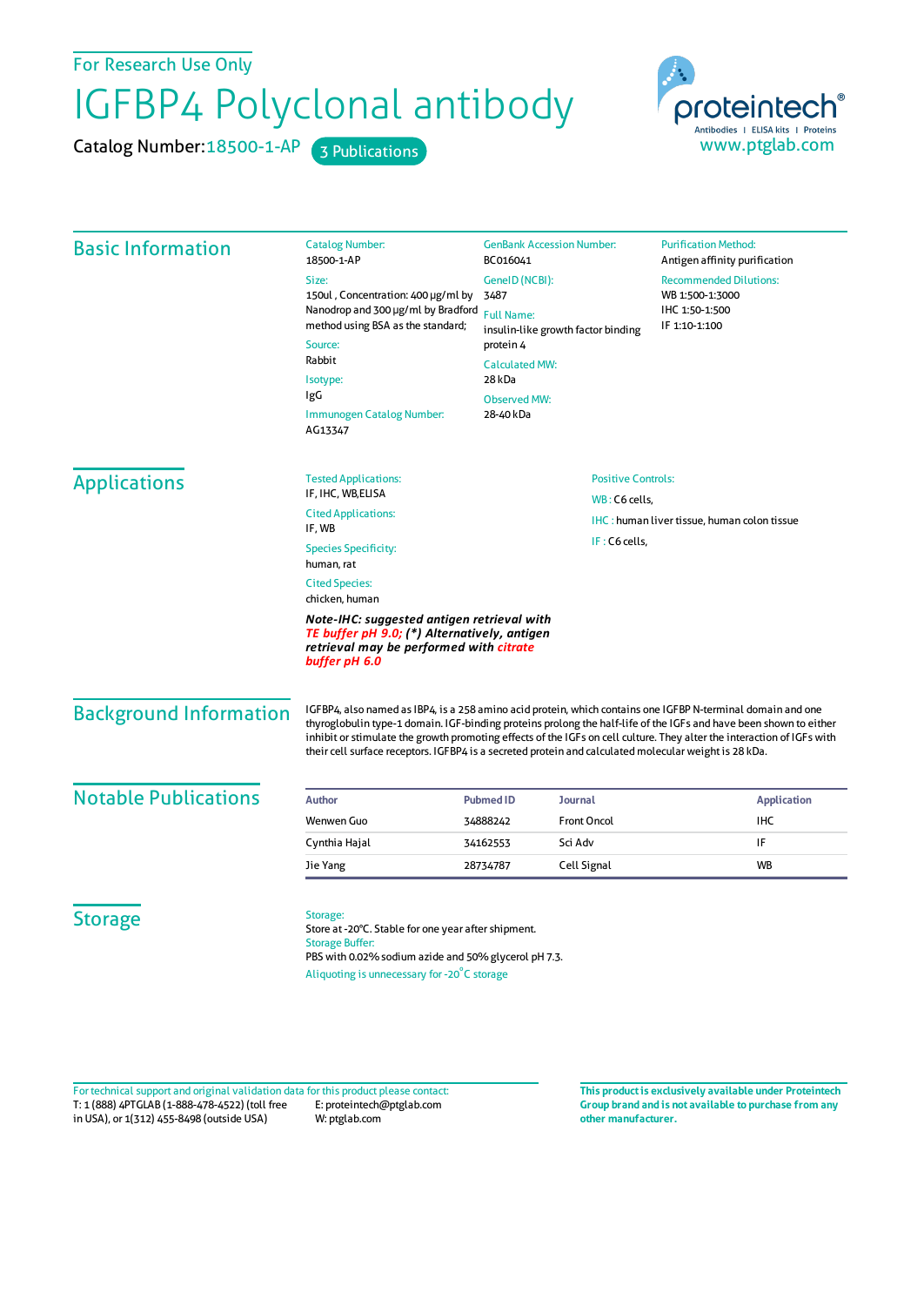For Research Use Only

# IGFBP4 Polyclonal antibody

Catalog Number: 18500-1-AP   3 Publications

proteintech®
Antibodies | ELISA kits | Proteins
www.ptglab.com

## Basic Information

**Catalog Number:**
18500-1-AP

**Size:**
150ul , Concentration: 400 μg/ml by Nanodrop and 300 μg/ml by Bradford method using BSA as the standard;

**Source:**
Rabbit

**Isotype:**
IgG

**Immunogen Catalog Number:**
AG13347

**GenBank Accession Number:**
BC016041

**GeneID (NCBI):**
3487

**Full Name:**
insulin-like growth factor binding protein 4

**Calculated MW:**
28 kDa

**Observed MW:**
28-40 kDa

**Purification Method:**
Antigen affinity purification

**Recommended Dilutions:**
WB 1:500-1:3000
IHC 1:50-1:500
IF 1:10-1:100

## Applications

**Tested Applications:**
IF, IHC, WB,ELISA

**Cited Applications:**
IF, WB

**Species Specificity:**
human, rat

**Cited Species:**
chicken, human

***Note-IHC: suggested antigen retrieval with TE buffer pH 9.0; (\*) Alternatively, antigen retrieval may be performed with citrate buffer pH 6.0***

**Positive Controls:**

WB : C6 cells,

IHC : human liver tissue, human colon tissue

IF : C6 cells,

## Background Information

IGFBP4, also named as IBP4, is a 258 amino acid protein, which contains one IGFBP N-terminal domain and one thyroglobulin type-1 domain. IGF-binding proteins prolong the half-life of the IGFs and have been shown to either inhibit or stimulate the growth promoting effects of the IGFs on cell culture. They alter the interaction of IGFs with their cell surface receptors. IGFBP4 is a secreted protein and calculated molecular weight is 28 kDa.

## Notable Publications

| Author | Pubmed ID | Journal | Application |
|---|---|---|---|
| Wenwen Guo | 34888242 | Front Oncol | IHC |
| Cynthia Hajal | 34162553 | Sci Adv | IF |
| Jie Yang | 28734787 | Cell Signal | WB |

## Storage

**Storage:**
Store at -20°C. Stable for one year after shipment.

**Storage Buffer:**
PBS with 0.02% sodium azide and 50% glycerol pH 7.3.

Aliquoting is unnecessary for -20°C storage

For technical support and original validation data for this product please contact:
T: 1 (888) 4PTGLAB (1-888-478-4522) (toll free in USA), or 1(312) 455-8498 (outside USA)
E: proteintech@ptglab.com
W: ptglab.com

**This product is exclusively available under Proteintech Group brand and is not available to purchase from any other manufacturer.**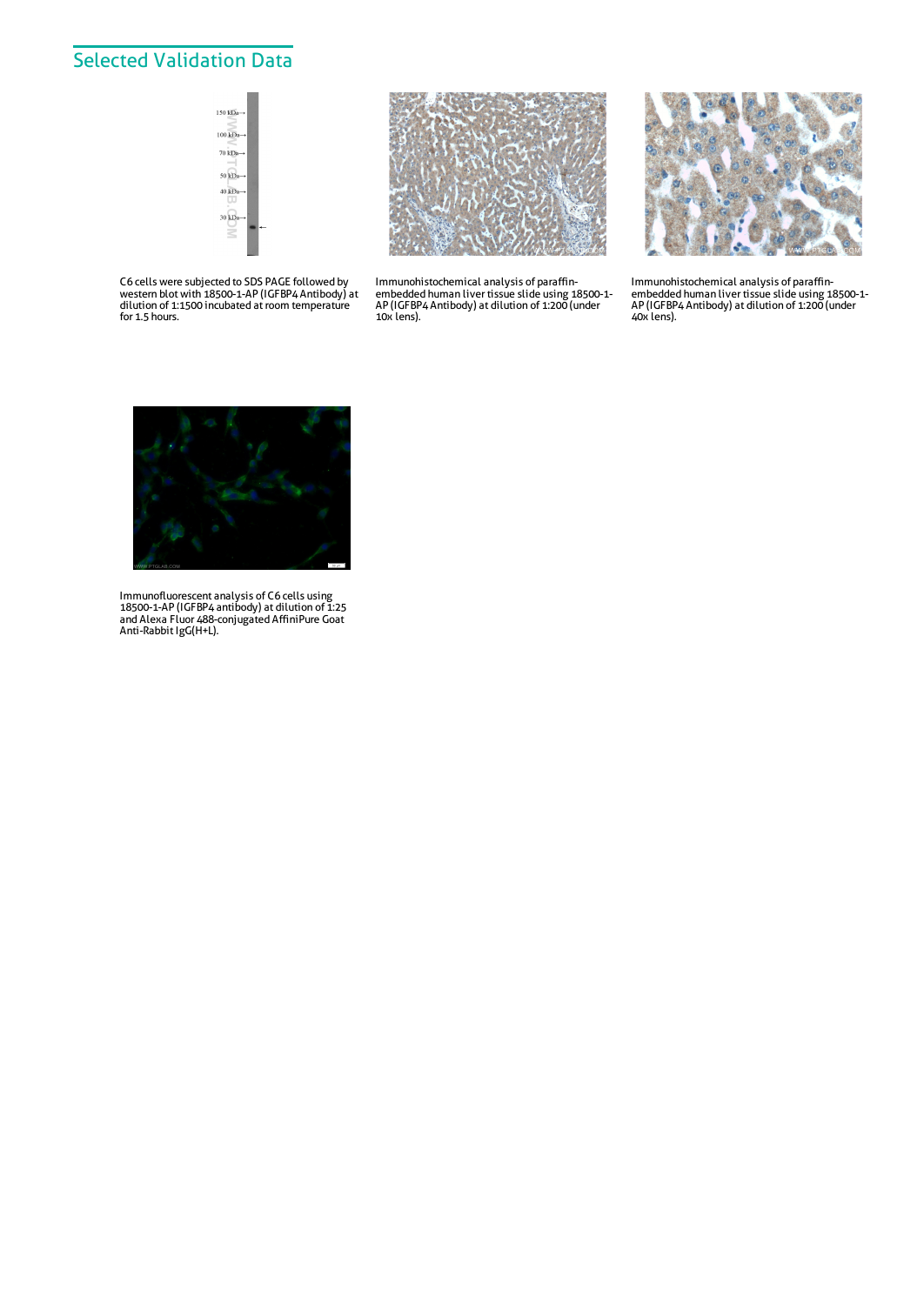## Selected Validation Data

150 kDa→
100 kDa→
70 kDa→
50 kDa→
40 kDa→
30 kDa→

C6 cells were subjected to SDS PAGE followed by western blot with 18500-1-AP (IGFBP4 Antibody) at dilution of 1:1500 incubated at room temperature for 1.5 hours.

Immunohistochemical analysis of paraffin-embedded human liver tissue slide using 18500-1-AP (IGFBP4 Antibody) at dilution of 1:200 (under 10x lens).

Immunohistochemical analysis of paraffin-embedded human liver tissue slide using 18500-1-AP (IGFBP4 Antibody) at dilution of 1:200 (under 40x lens).

Immunofluorescent analysis of C6 cells using 18500-1-AP (IGFBP4 antibody) at dilution of 1:25 and Alexa Fluor 488-conjugated AffiniPure Goat Anti-Rabbit IgG(H+L).